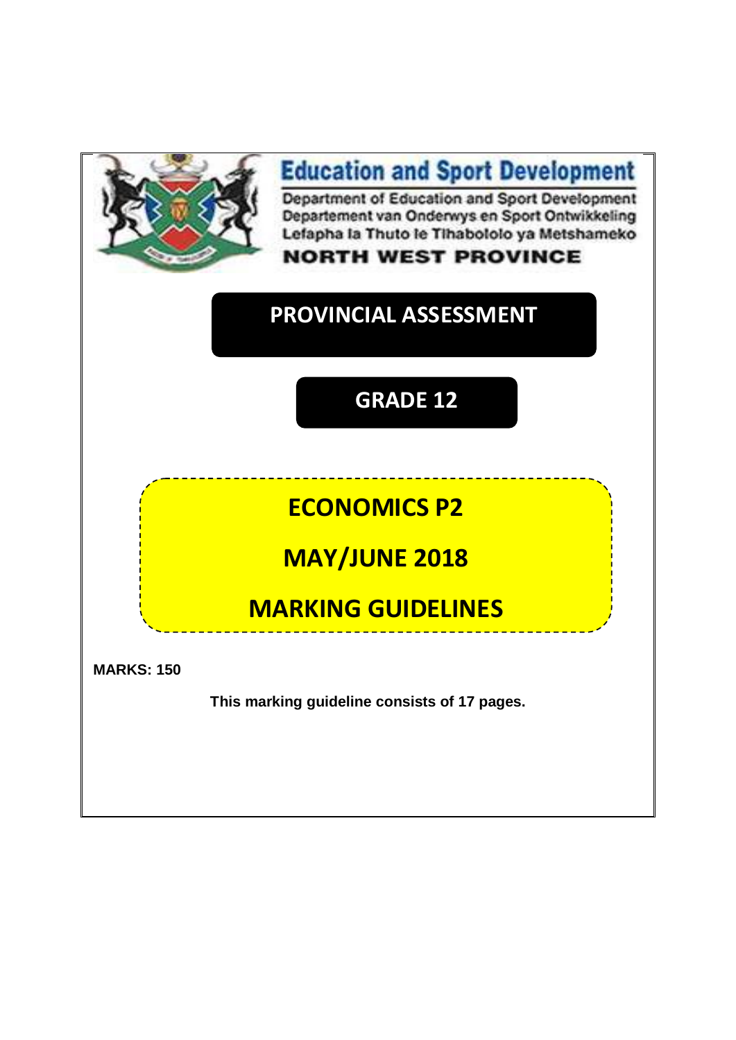# Education and Sport Development

Department of Education and Sport Development
Departement van Onderwys en Sport Ontwikkeling
Lefapha la Thuto le Tlhabololo ya Metshameko

**NORTH WEST PROVINCE**

## PROVINCIAL ASSESSMENT

## GRADE 12

# ECONOMICS P2

# MAY/JUNE 2018

# MARKING GUIDELINES

**MARKS: 150**

**This marking guideline consists of 17 pages.**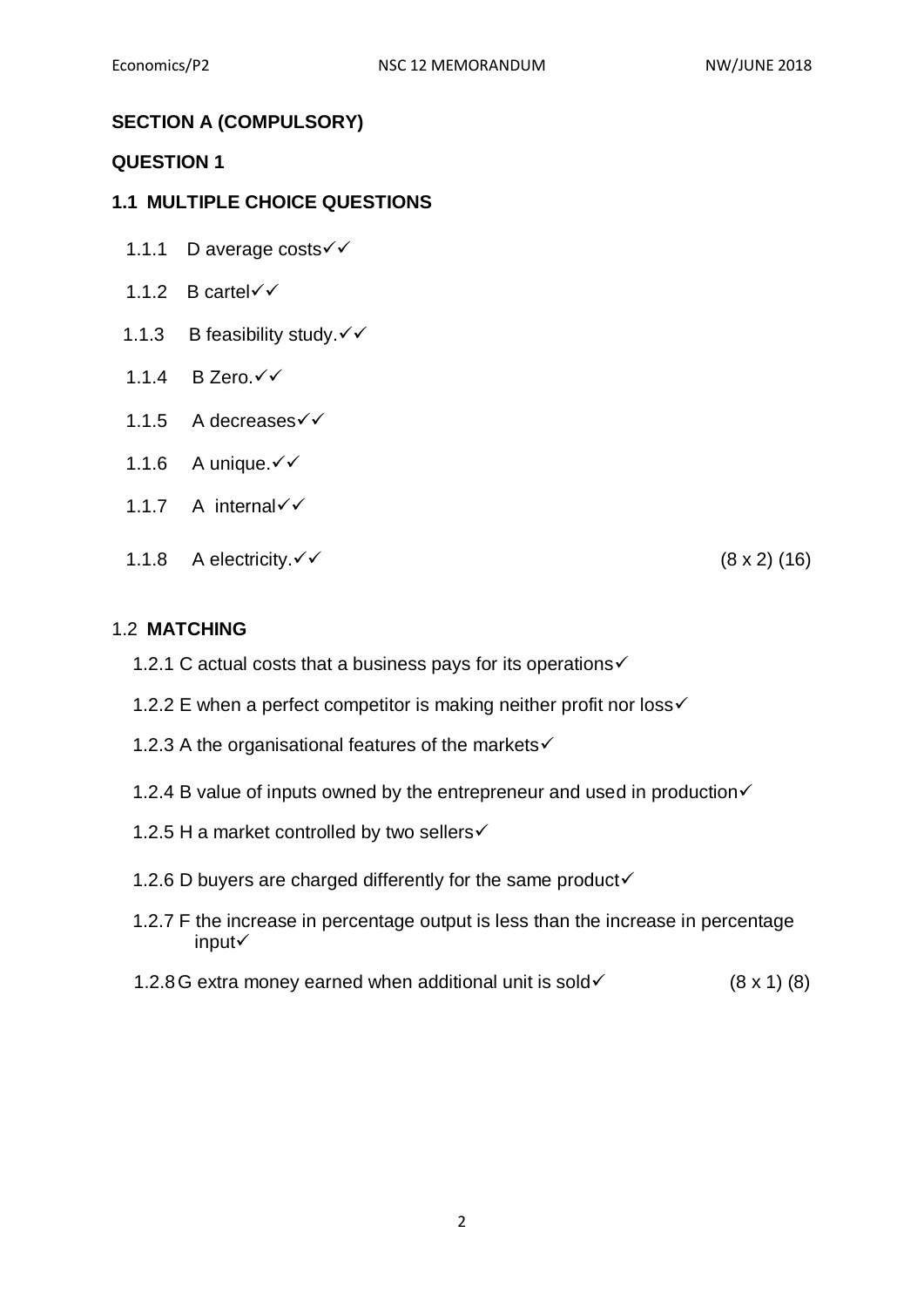## SECTION A (COMPULSORY)

## QUESTION 1

### 1.1 MULTIPLE CHOICE QUESTIONS

1.1.1 D average costs✓✓

1.1.2 B cartel✓✓

1.1.3 B feasibility study.✓✓

1.1.4 B Zero.✓✓

1.1.5 A decreases✓✓

1.1.6 A unique.✓✓

1.1.7 A internal✓✓

1.1.8 A electricity.✓✓ (8 x 2) (16)

### 1.2 MATCHING

1.2.1 C actual costs that a business pays for its operations✓

1.2.2 E when a perfect competitor is making neither profit nor loss✓

1.2.3 A the organisational features of the markets✓

1.2.4 B value of inputs owned by the entrepreneur and used in production✓

1.2.5 H a market controlled by two sellers✓

1.2.6 D buyers are charged differently for the same product✓

1.2.7 F the increase in percentage output is less than the increase in percentage input✓

1.2.8 G extra money earned when additional unit is sold✓ (8 x 1) (8)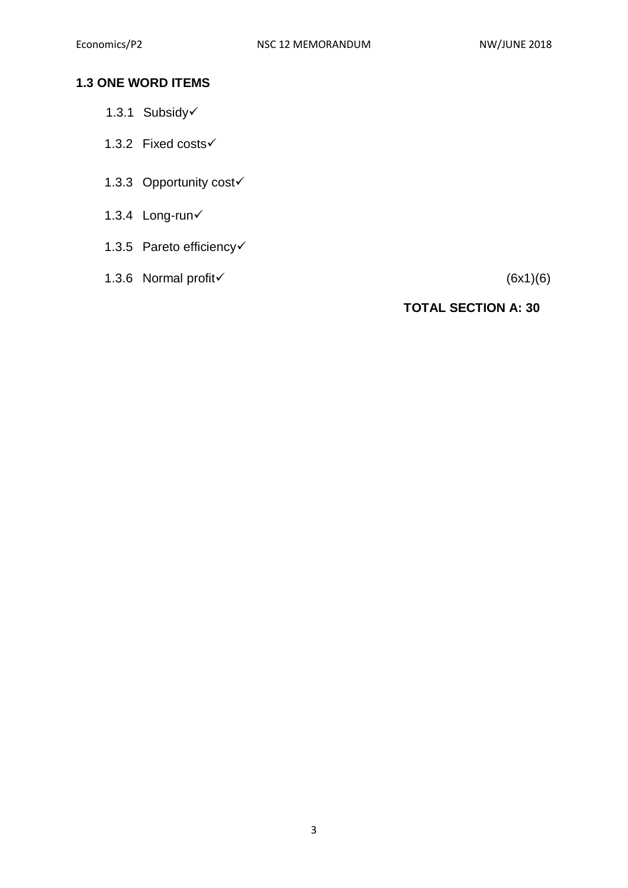### 1.3 ONE WORD ITEMS

1.3.1 Subsidy✓

1.3.2 Fixed costs✓

1.3.3 Opportunity cost✓

1.3.4 Long-run✓

1.3.5 Pareto efficiency✓

1.3.6 Normal profit✓ (6x1)(6)

**TOTAL SECTION A: 30**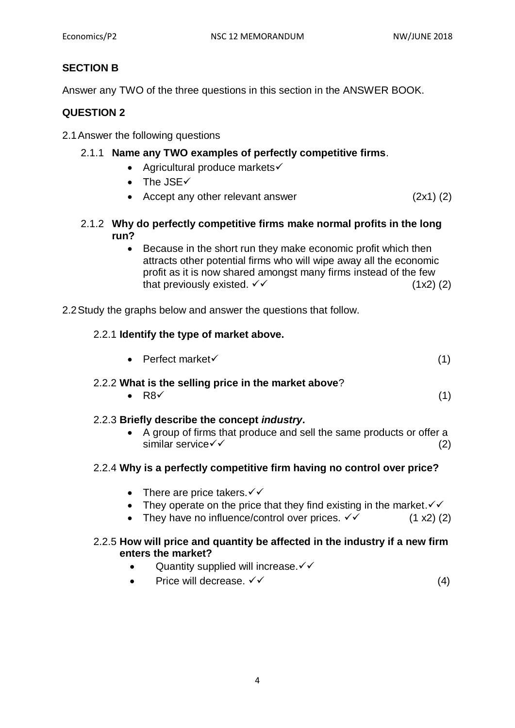## SECTION B

Answer any TWO of the three questions in this section in the ANSWER BOOK.

## QUESTION 2

2.1 Answer the following questions

2.1.1 **Name any TWO examples of perfectly competitive firms**.

- Agricultural produce markets✓
- The JSE✓
- Accept any other relevant answer (2x1) (2)

2.1.2 **Why do perfectly competitive firms make normal profits in the long run?**

- Because in the short run they make economic profit which then attracts other potential firms who will wipe away all the economic profit as it is now shared amongst many firms instead of the few that previously existed. ✓✓ (1x2) (2)

2.2 Study the graphs below and answer the questions that follow.

2.2.1 **Identify the type of market above.**

- Perfect market✓ (1)

2.2.2 **What is the selling price in the market above**?

- R8✓ (1)

2.2.3 **Briefly describe the concept *industry*.**

- A group of firms that produce and sell the same products or offer a similar service✓✓ (2)

2.2.4 **Why is a perfectly competitive firm having no control over price?**

- There are price takers.✓✓
- They operate on the price that they find existing in the market.✓✓
- They have no influence/control over prices. ✓✓ (1 x2) (2)

2.2.5 **How will price and quantity be affected in the industry if a new firm enters the market?**

- Quantity supplied will increase.✓✓
- Price will decrease. ✓✓ (4)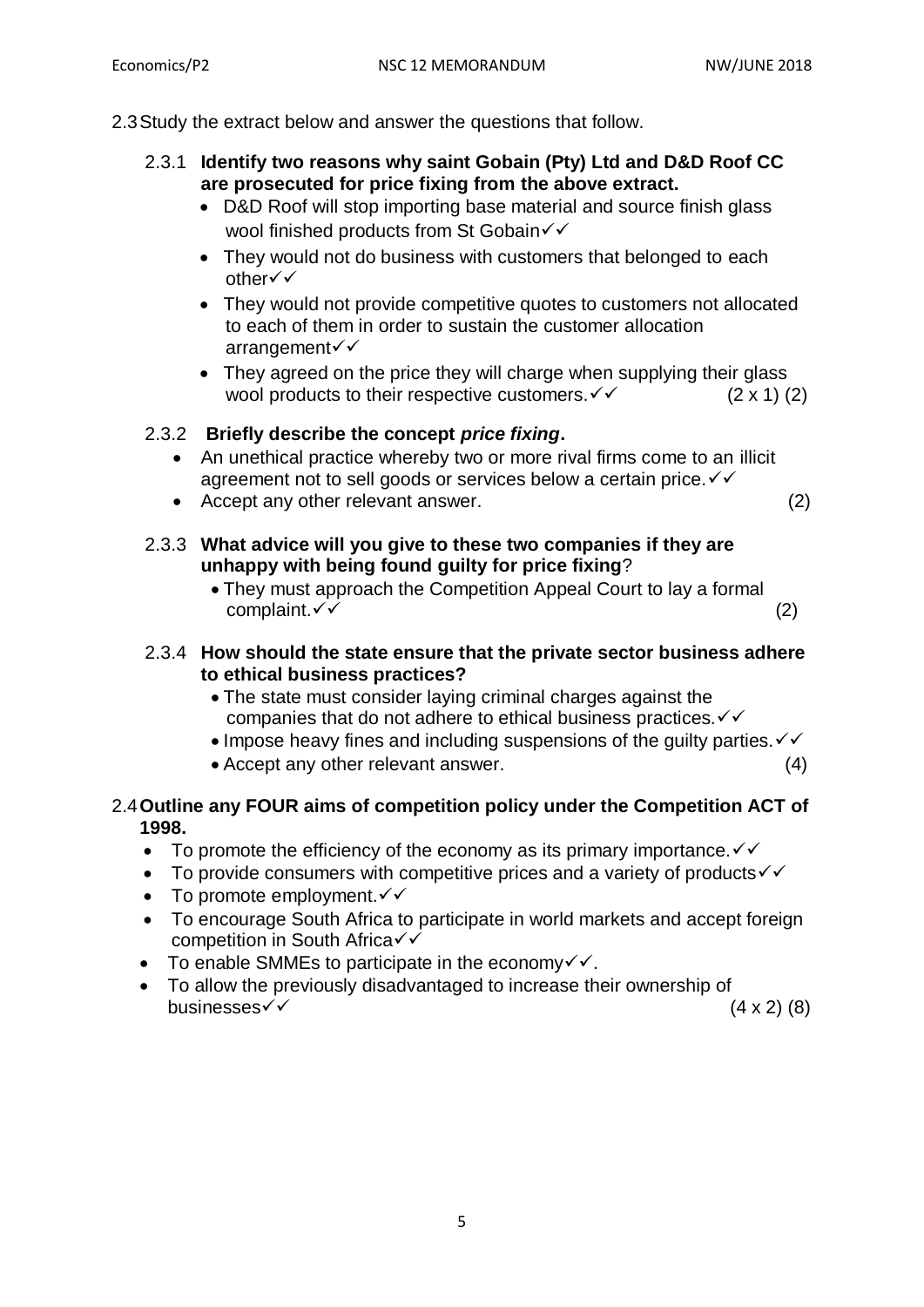2.3 Study the extract below and answer the questions that follow.

2.3.1 **Identify two reasons why saint Gobain (Pty) Ltd and D&D Roof CC are prosecuted for price fixing from the above extract.**

- D&D Roof will stop importing base material and source finish glass wool finished products from St Gobain✓✓
- They would not do business with customers that belonged to each other✓✓
- They would not provide competitive quotes to customers not allocated to each of them in order to sustain the customer allocation arrangement✓✓
- They agreed on the price they will charge when supplying their glass wool products to their respective customers.✓✓ (2 x 1) (2)

2.3.2 **Briefly describe the concept *price fixing*.**

- An unethical practice whereby two or more rival firms come to an illicit agreement not to sell goods or services below a certain price.✓✓
- Accept any other relevant answer. (2)

2.3.3 **What advice will you give to these two companies if they are unhappy with being found guilty for price fixing**?

- They must approach the Competition Appeal Court to lay a formal complaint.✓✓ (2)

2.3.4 **How should the state ensure that the private sector business adhere to ethical business practices?**

- The state must consider laying criminal charges against the companies that do not adhere to ethical business practices.✓✓
- Impose heavy fines and including suspensions of the guilty parties.✓✓
- Accept any other relevant answer. (4)

2.4 **Outline any FOUR aims of competition policy under the Competition ACT of 1998.**

- To promote the efficiency of the economy as its primary importance.✓✓
- To provide consumers with competitive prices and a variety of products✓✓
- To promote employment.✓✓
- To encourage South Africa to participate in world markets and accept foreign competition in South Africa✓✓
- To enable SMMEs to participate in the economy✓✓.
- To allow the previously disadvantaged to increase their ownership of businesses✓✓ (4 x 2) (8)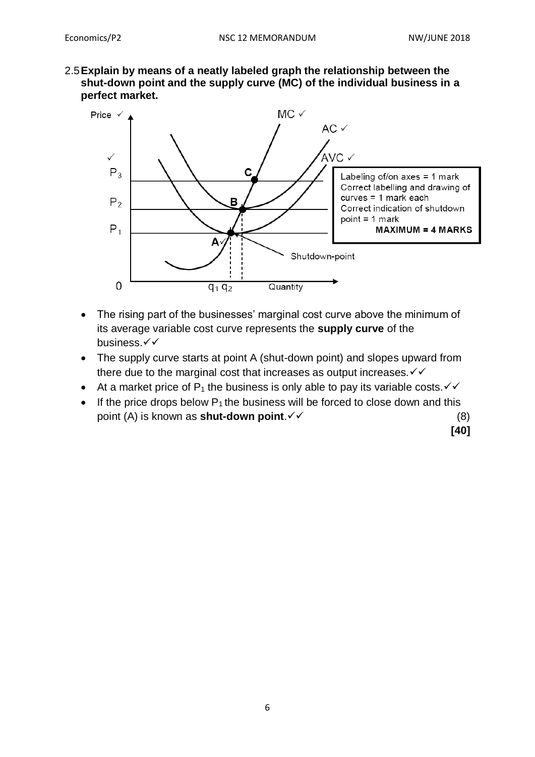2.5 **Explain by means of a neatly labeled graph the relationship between the shut-down point and the supply curve (MC) of the individual business in a perfect market.**

Labeling of/on axes = 1 mark
Correct labelling and drawing of curves = 1 mark each
Correct indication of shutdown point = 1 mark
**MAXIMUM = 4 MARKS**

- The rising part of the businesses' marginal cost curve above the minimum of its average variable cost curve represents the **supply curve** of the business.✓✓
- The supply curve starts at point A (shut-down point) and slopes upward from there due to the marginal cost that increases as output increases.✓✓
- At a market price of $P_1$ the business is only able to pay its variable costs.✓✓
- If the price drops below $P_1$ the business will be forced to close down and this point (A) is known as **shut-down point**.✓✓ (8)

**[40]**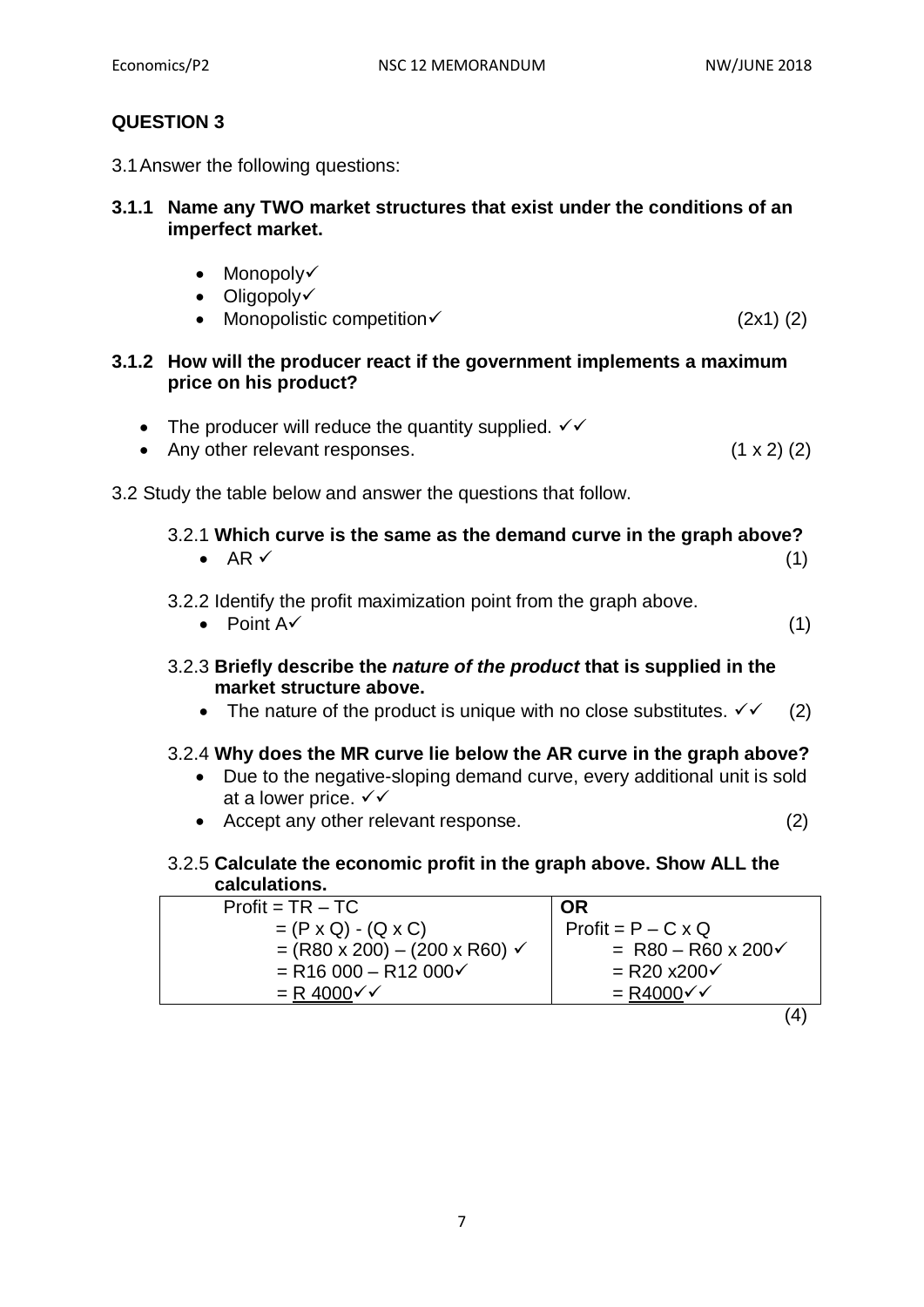## QUESTION 3

3.1 Answer the following questions:

**3.1.1 Name any TWO market structures that exist under the conditions of an imperfect market.**

- Monopoly✓
- Oligopoly✓
- Monopolistic competition✓ (2x1) (2)

**3.1.2 How will the producer react if the government implements a maximum price on his product?**

- The producer will reduce the quantity supplied. ✓✓
- Any other relevant responses. (1 x 2) (2)

3.2 Study the table below and answer the questions that follow.

3.2.1 **Which curve is the same as the demand curve in the graph above?**

- AR ✓ (1)

3.2.2 Identify the profit maximization point from the graph above.

- Point A✓ (1)

3.2.3 **Briefly describe the *nature of the product* that is supplied in the market structure above.**

- The nature of the product is unique with no close substitutes. ✓✓ (2)

3.2.4 **Why does the MR curve lie below the AR curve in the graph above?**

- Due to the negative-sloping demand curve, every additional unit is sold at a lower price. ✓✓
- Accept any other relevant response. (2)

3.2.5 **Calculate the economic profit in the graph above. Show ALL the calculations.**

| Profit = TR – TC | **OR** |
|---|---|
| = (P x Q) - (Q x C) | Profit = P – C x Q |
| = (R80 x 200) – (200 x R60) ✓ | = R80 – R60 x 200✓ |
| = R16 000 – R12 000✓ | = R20 x200✓ |
| = <u>R 4000</u>✓✓ | = <u>R4000</u>✓✓ |

(4)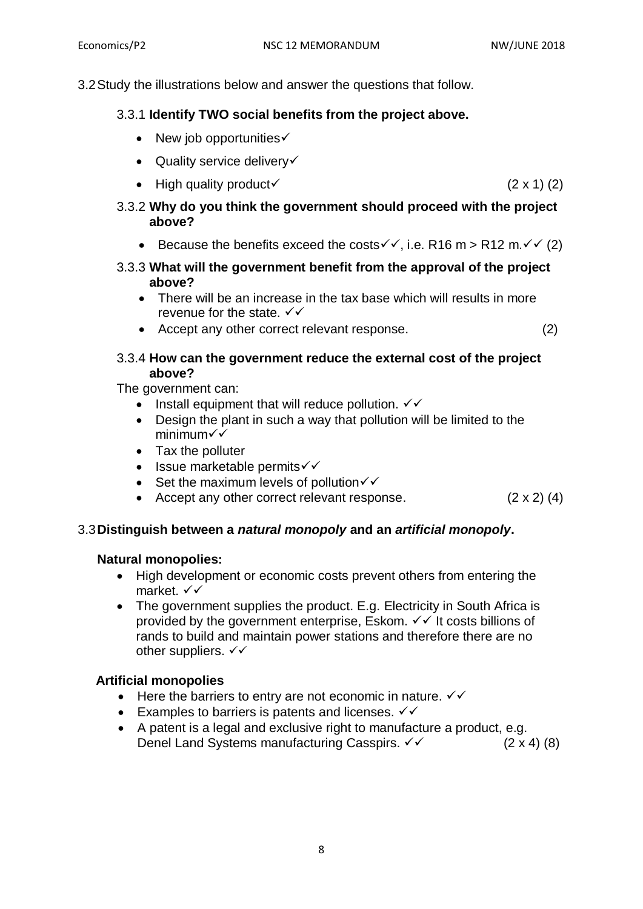3.2 Study the illustrations below and answer the questions that follow.

3.3.1 **Identify TWO social benefits from the project above.**

- New job opportunities✓
- Quality service delivery✓
- High quality product✓ (2 x 1) (2)

3.3.2 **Why do you think the government should proceed with the project above?**

- Because the benefits exceed the costs✓✓, i.e. R16 m > R12 m.✓✓ (2)

3.3.3 **What will the government benefit from the approval of the project above?**

- There will be an increase in the tax base which will results in more revenue for the state. ✓✓
- Accept any other correct relevant response. (2)

3.3.4 **How can the government reduce the external cost of the project above?**

The government can:

- Install equipment that will reduce pollution. ✓✓
- Design the plant in such a way that pollution will be limited to the minimum✓✓
- Tax the polluter
- Issue marketable permits✓✓
- Set the maximum levels of pollution✓✓
- Accept any other correct relevant response. (2 x 2) (4)

3.3 **Distinguish between a *natural monopoly* and an *artificial monopoly*.**

**Natural monopolies:**

- High development or economic costs prevent others from entering the market. ✓✓
- The government supplies the product. E.g. Electricity in South Africa is provided by the government enterprise, Eskom. ✓✓ It costs billions of rands to build and maintain power stations and therefore there are no other suppliers. ✓✓

**Artificial monopolies**

- Here the barriers to entry are not economic in nature. ✓✓
- Examples to barriers is patents and licenses. ✓✓
- A patent is a legal and exclusive right to manufacture a product, e.g. Denel Land Systems manufacturing Casspirs. ✓✓ (2 x 4) (8)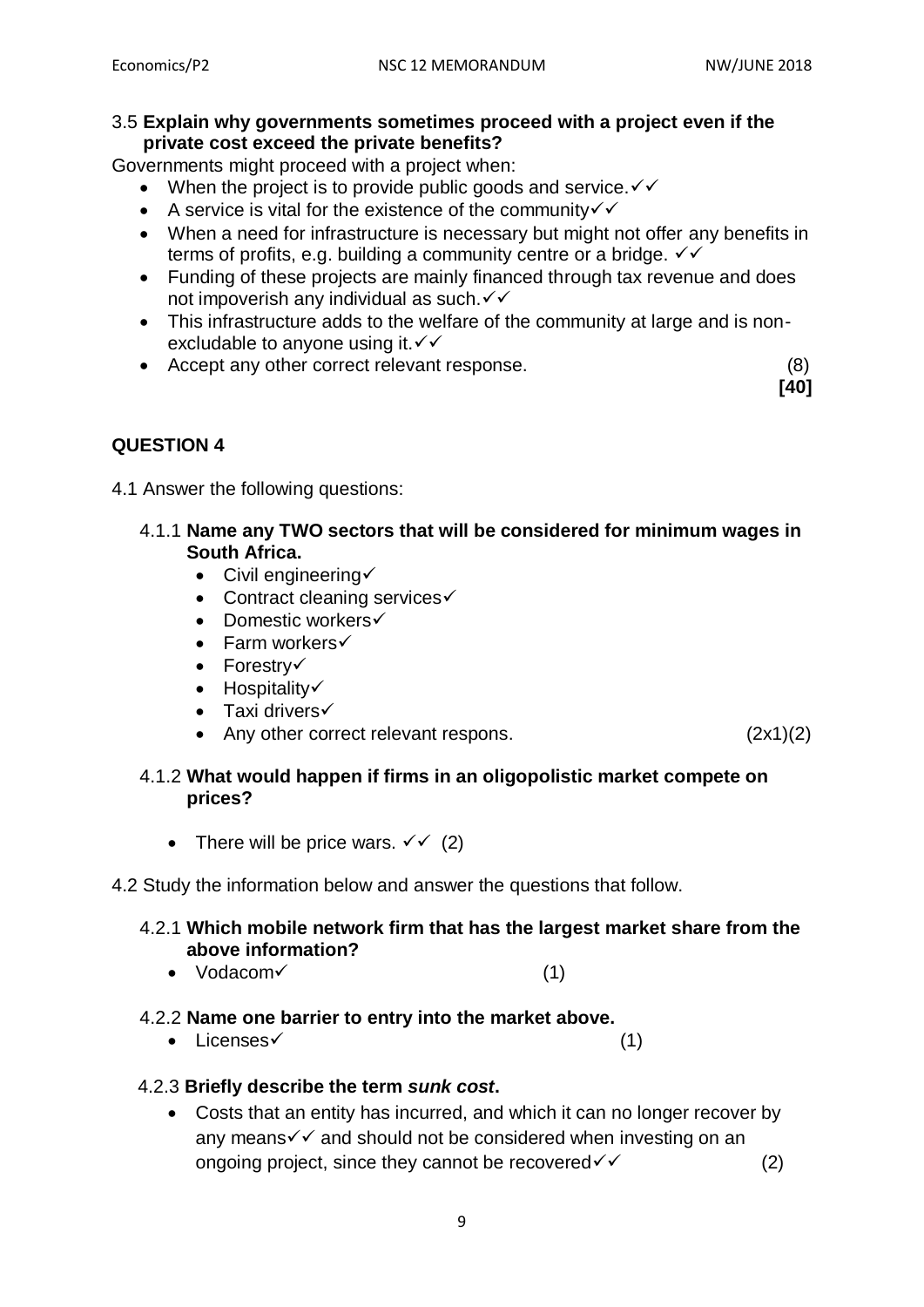3.5 **Explain why governments sometimes proceed with a project even if the private cost exceed the private benefits?**

Governments might proceed with a project when:

- When the project is to provide public goods and service.✓✓
- A service is vital for the existence of the community✓✓
- When a need for infrastructure is necessary but might not offer any benefits in terms of profits, e.g. building a community centre or a bridge. ✓✓
- Funding of these projects are mainly financed through tax revenue and does not impoverish any individual as such.✓✓
- This infrastructure adds to the welfare of the community at large and is non-excludable to anyone using it.✓✓
- Accept any other correct relevant response. (8)

**[40]**

## QUESTION 4

4.1 Answer the following questions:

4.1.1 **Name any TWO sectors that will be considered for minimum wages in South Africa.**

- Civil engineering✓
- Contract cleaning services✓
- Domestic workers✓
- Farm workers✓
- Forestry✓
- Hospitality✓
- Taxi drivers✓
- Any other correct relevant respons. (2x1)(2)

4.1.2 **What would happen if firms in an oligopolistic market compete on prices?**

- There will be price wars. ✓✓ (2)

4.2 Study the information below and answer the questions that follow.

4.2.1 **Which mobile network firm that has the largest market share from the above information?**

- Vodacom✓ (1)

4.2.2 **Name one barrier to entry into the market above.**

- Licenses✓ (1)

4.2.3 **Briefly describe the term *sunk cost*.**

- Costs that an entity has incurred, and which it can no longer recover by any means✓✓ and should not be considered when investing on an ongoing project, since they cannot be recovered✓✓ (2)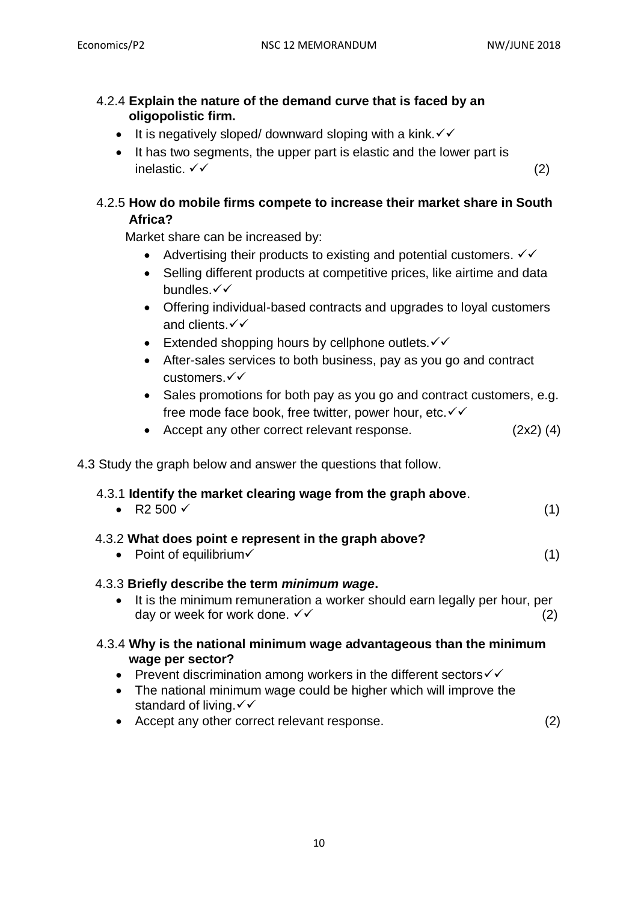4.2.4 **Explain the nature of the demand curve that is faced by an oligopolistic firm.**

- It is negatively sloped/ downward sloping with a kink.✓✓
- It has two segments, the upper part is elastic and the lower part is inelastic. ✓✓ (2)

4.2.5 **How do mobile firms compete to increase their market share in South Africa?**

Market share can be increased by:

- Advertising their products to existing and potential customers. ✓✓
- Selling different products at competitive prices, like airtime and data bundles.✓✓
- Offering individual-based contracts and upgrades to loyal customers and clients.✓✓
- Extended shopping hours by cellphone outlets.✓✓
- After-sales services to both business, pay as you go and contract customers.✓✓
- Sales promotions for both pay as you go and contract customers, e.g. free mode face book, free twitter, power hour, etc.✓✓
- Accept any other correct relevant response. (2x2) (4)

4.3 Study the graph below and answer the questions that follow.

4.3.1 **Identify the market clearing wage from the graph above**.

- R2 500 ✓ (1)

4.3.2 **What does point e represent in the graph above?**

- Point of equilibrium✓ (1)

4.3.3 **Briefly describe the term *minimum wage*.**

- It is the minimum remuneration a worker should earn legally per hour, per day or week for work done. ✓✓ (2)

4.3.4 **Why is the national minimum wage advantageous than the minimum wage per sector?**

- Prevent discrimination among workers in the different sectors✓✓
- The national minimum wage could be higher which will improve the standard of living.✓✓
- Accept any other correct relevant response. (2)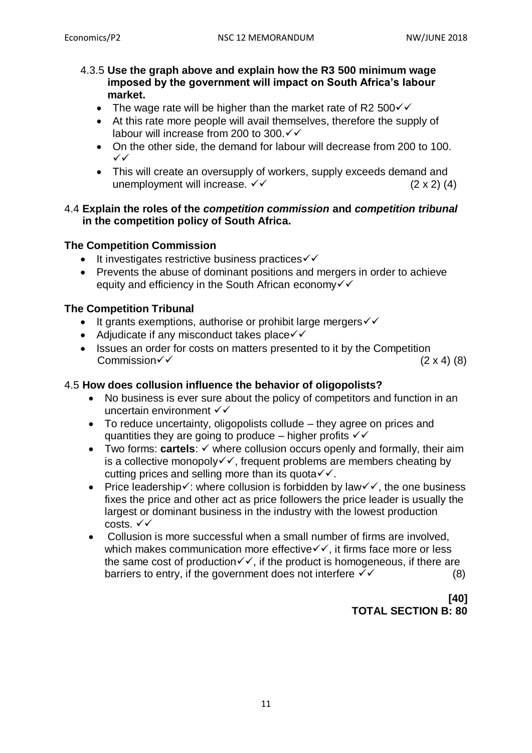4.3.5 **Use the graph above and explain how the R3 500 minimum wage imposed by the government will impact on South Africa's labour market.**

- The wage rate will be higher than the market rate of R2 500✓✓
- At this rate more people will avail themselves, therefore the supply of labour will increase from 200 to 300.✓✓
- On the other side, the demand for labour will decrease from 200 to 100. ✓✓
- This will create an oversupply of workers, supply exceeds demand and unemployment will increase. ✓✓ (2 x 2) (4)

4.4 **Explain the roles of the *competition commission* and *competition tribunal* in the competition policy of South Africa.**

**The Competition Commission**

- It investigates restrictive business practices✓✓
- Prevents the abuse of dominant positions and mergers in order to achieve equity and efficiency in the South African economy✓✓

**The Competition Tribunal**

- It grants exemptions, authorise or prohibit large mergers✓✓
- Adjudicate if any misconduct takes place✓✓
- Issues an order for costs on matters presented to it by the Competition Commission✓✓ (2 x 4) (8)

4.5 **How does collusion influence the behavior of oligopolists?**

- No business is ever sure about the policy of competitors and function in an uncertain environment ✓✓
- To reduce uncertainty, oligopolists collude – they agree on prices and quantities they are going to produce – higher profits ✓✓
- Two forms: **cartels**: ✓ where collusion occurs openly and formally, their aim is a collective monopoly✓✓, frequent problems are members cheating by cutting prices and selling more than its quota✓✓.
- Price leadership✓: where collusion is forbidden by law✓✓, the one business fixes the price and other act as price followers the price leader is usually the largest or dominant business in the industry with the lowest production costs. ✓✓
- Collusion is more successful when a small number of firms are involved, which makes communication more effective✓✓, it firms face more or less the same cost of production✓✓, if the product is homogeneous, if there are barriers to entry, if the government does not interfere ✓✓ (8)

**[40]**

**TOTAL SECTION B: 80**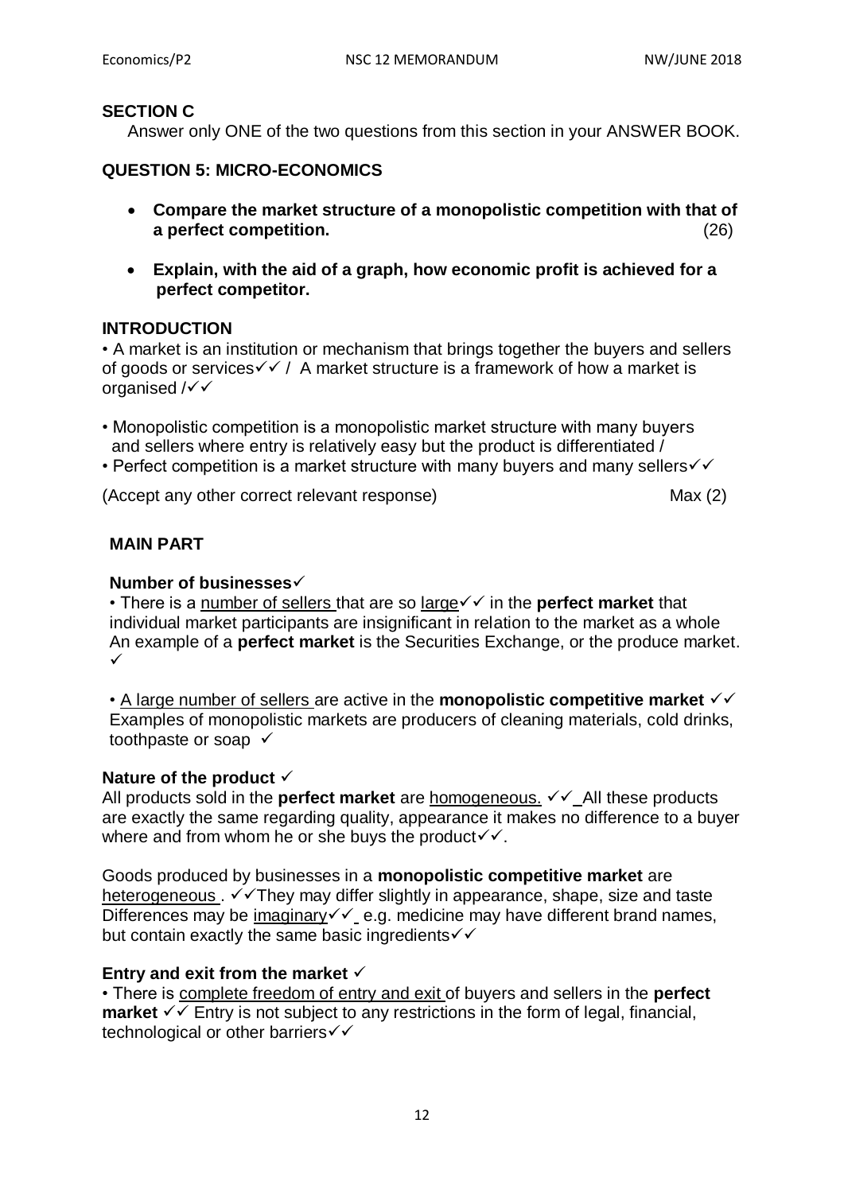## SECTION C

Answer only ONE of the two questions from this section in your ANSWER BOOK.

### QUESTION 5: MICRO-ECONOMICS

- **Compare the market structure of a monopolistic competition with that of a perfect competition.** (26)
- **Explain, with the aid of a graph, how economic profit is achieved for a perfect competitor.**

### INTRODUCTION

• A market is an institution or mechanism that brings together the buyers and sellers of goods or services✓✓ / A market structure is a framework of how a market is organised /✓✓

• Monopolistic competition is a monopolistic market structure with many buyers and sellers where entry is relatively easy but the product is differentiated /
• Perfect competition is a market structure with many buyers and many sellers✓✓

(Accept any other correct relevant response) Max (2)

### MAIN PART

**Number of businesses**✓

• There is a number of sellers that are so large✓✓ in the **perfect market** that individual market participants are insignificant in relation to the market as a whole An example of a **perfect market** is the Securities Exchange, or the produce market. ✓

• A large number of sellers are active in the **monopolistic competitive market** ✓✓ Examples of monopolistic markets are producers of cleaning materials, cold drinks, toothpaste or soap ✓

**Nature of the product** ✓

All products sold in the **perfect market** are homogeneous. ✓✓ All these products are exactly the same regarding quality, appearance it makes no difference to a buyer where and from whom he or she buys the product✓✓.

Goods produced by businesses in a **monopolistic competitive market** are heterogeneous . ✓✓They may differ slightly in appearance, shape, size and taste Differences may be imaginary✓✓ e.g. medicine may have different brand names, but contain exactly the same basic ingredients✓✓

**Entry and exit from the market** ✓

• There is complete freedom of entry and exit of buyers and sellers in the **perfect market** ✓✓ Entry is not subject to any restrictions in the form of legal, financial, technological or other barriers✓✓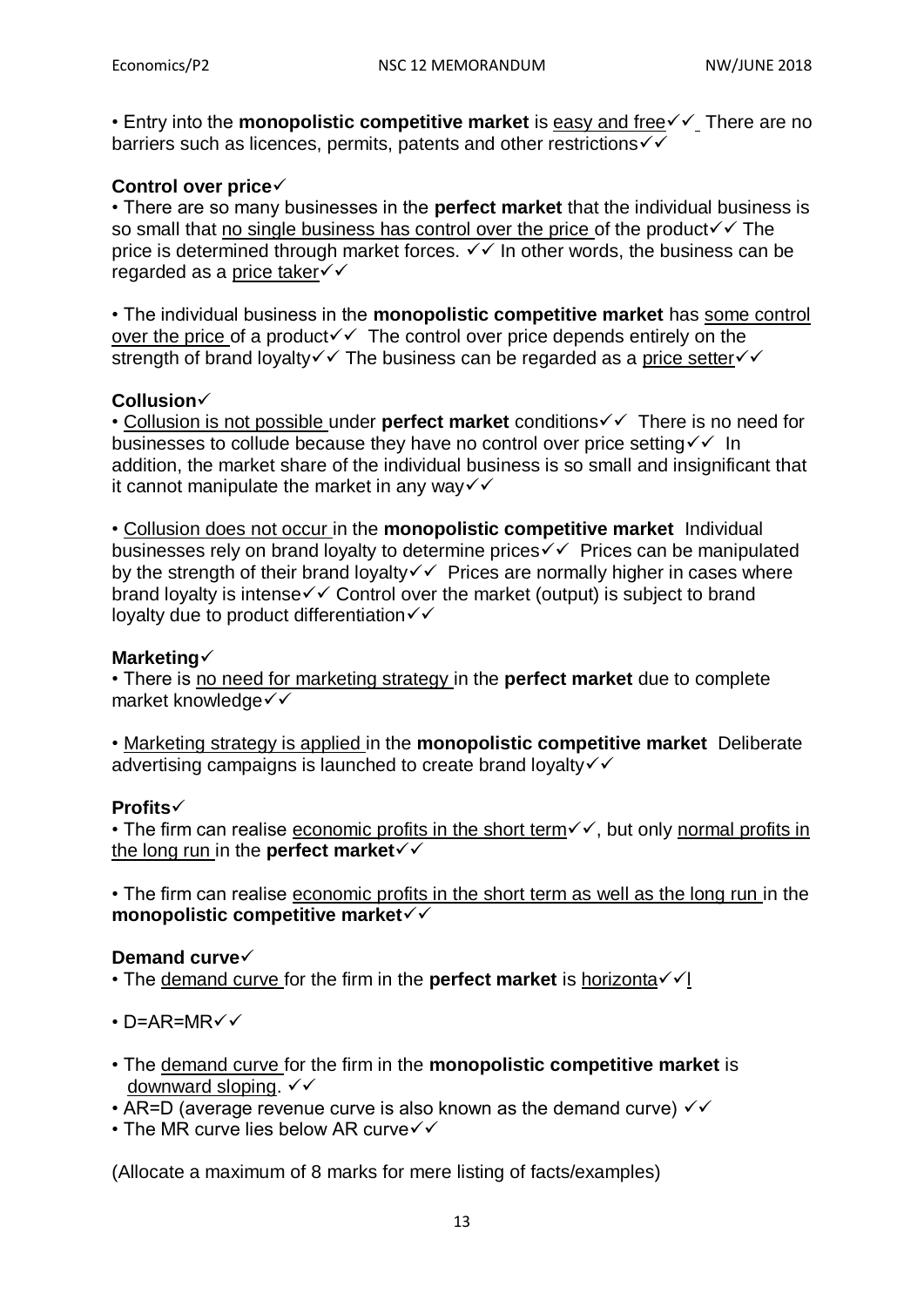• Entry into the **monopolistic competitive market** is easy and free✓✓ There are no barriers such as licences, permits, patents and other restrictions✓✓

**Control over price**✓

• There are so many businesses in the **perfect market** that the individual business is so small that no single business has control over the price of the product✓✓ The price is determined through market forces. ✓✓ In other words, the business can be regarded as a price taker✓✓

• The individual business in the **monopolistic competitive market** has some control over the price of a product✓✓ The control over price depends entirely on the strength of brand loyalty✓✓ The business can be regarded as a price setter✓✓

**Collusion**✓

• Collusion is not possible under **perfect market** conditions✓✓ There is no need for businesses to collude because they have no control over price setting✓✓ In addition, the market share of the individual business is so small and insignificant that it cannot manipulate the market in any way✓✓

• Collusion does not occur in the **monopolistic competitive market** Individual businesses rely on brand loyalty to determine prices✓✓ Prices can be manipulated by the strength of their brand loyalty✓✓ Prices are normally higher in cases where brand loyalty is intense✓✓ Control over the market (output) is subject to brand loyalty due to product differentiation✓✓

**Marketing**✓

• There is no need for marketing strategy in the **perfect market** due to complete market knowledge✓✓

• Marketing strategy is applied in the **monopolistic competitive market** Deliberate advertising campaigns is launched to create brand loyalty✓✓

**Profits**✓

• The firm can realise economic profits in the short term✓✓, but only normal profits in the long run in the **perfect market**✓✓

• The firm can realise economic profits in the short term as well as the long run in the **monopolistic competitive market**✓✓

**Demand curve**✓

• The demand curve for the firm in the **perfect market** is horizonta✓✓l

• D=AR=MR✓✓

• The demand curve for the firm in the **monopolistic competitive market** is downward sloping. ✓✓
• AR=D (average revenue curve is also known as the demand curve) ✓✓
• The MR curve lies below AR curve✓✓

(Allocate a maximum of 8 marks for mere listing of facts/examples)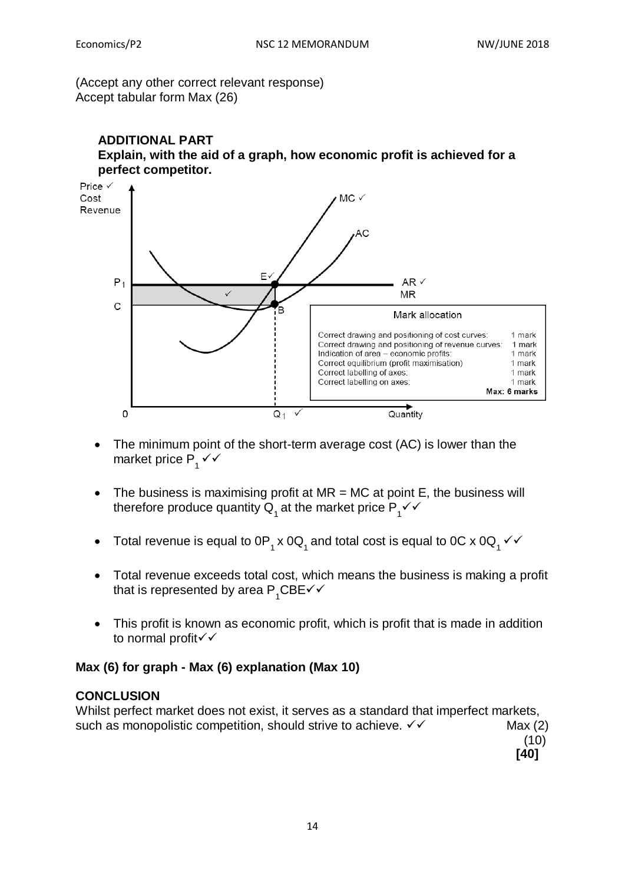(Accept any other correct relevant response)
Accept tabular form Max (26)

**ADDITIONAL PART**

**Explain, with the aid of a graph, how economic profit is achieved for a perfect competitor.**

| Mark allocation | |
|---|---|
| Correct drawing and positioning of cost curves: | 1 mark |
| Correct drawing and positioning of revenue curves: | 1 mark |
| Indication of area – economic profits: | 1 mark |
| Correct equilibrium (profit maximisation) | 1 mark |
| Correct labelling of axes: | 1 mark |
| Correct labelling on axes: | 1 mark |
| | **Max: 6 marks** |

- The minimum point of the short-term average cost (AC) is lower than the market price $P_1$ ✓✓
- The business is maximising profit at MR = MC at point E, the business will therefore produce quantity $Q_1$ at the market price $P_1$ ✓✓
- Total revenue is equal to $0P_1 \times 0Q_1$ and total cost is equal to $0C \times 0Q_1$ ✓✓
- Total revenue exceeds total cost, which means the business is making a profit that is represented by area $P_1CBE$ ✓✓
- This profit is known as economic profit, which is profit that is made in addition to normal profit ✓✓

**Max (6) for graph - Max (6) explanation (Max 10)**

**CONCLUSION**

Whilst perfect market does not exist, it serves as a standard that imperfect markets, such as monopolistic competition, should strive to achieve. ✓✓ Max (2)

(10)

**[40]**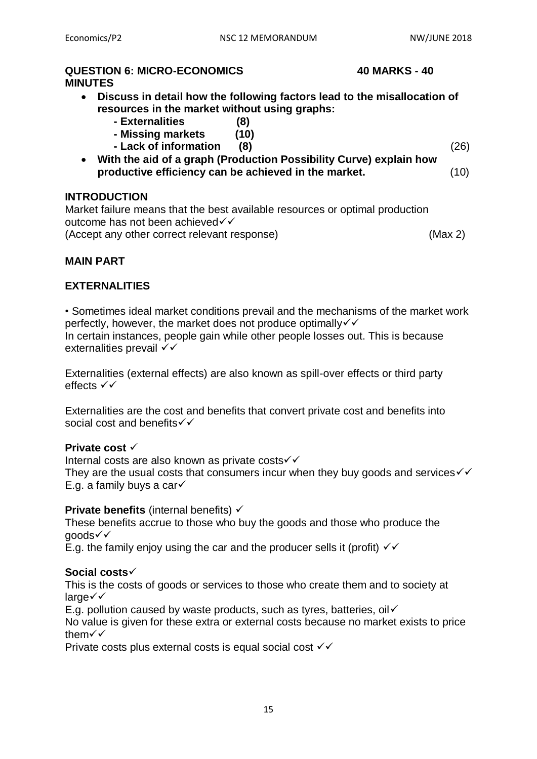**QUESTION 6: MICRO-ECONOMICS 40 MARKS - 40 MINUTES**

- **Discuss in detail how the following factors lead to the misallocation of resources in the market without using graphs:**
  - **- Externalities (8)**
  - **- Missing markets (10)**
  - **- Lack of information (8)** (26)
- **With the aid of a graph (Production Possibility Curve) explain how productive efficiency can be achieved in the market.** (10)

**INTRODUCTION**

Market failure means that the best available resources or optimal production outcome has not been achieved✓✓

(Accept any other correct relevant response) (Max 2)

**MAIN PART**

**EXTERNALITIES**

• Sometimes ideal market conditions prevail and the mechanisms of the market work perfectly, however, the market does not produce optimally✓✓

In certain instances, people gain while other people losses out. This is because externalities prevail ✓✓

Externalities (external effects) are also known as spill-over effects or third party effects ✓✓

Externalities are the cost and benefits that convert private cost and benefits into social cost and benefits✓✓

**Private cost** ✓

Internal costs are also known as private costs✓✓

They are the usual costs that consumers incur when they buy goods and services✓✓

E.g. a family buys a car✓

**Private benefits** (internal benefits) ✓

These benefits accrue to those who buy the goods and those who produce the goods✓✓

E.g. the family enjoy using the car and the producer sells it (profit) ✓✓

**Social costs**✓

This is the costs of goods or services to those who create them and to society at large✓✓

E.g. pollution caused by waste products, such as tyres, batteries, oil✓

No value is given for these extra or external costs because no market exists to price them✓✓

Private costs plus external costs is equal social cost ✓✓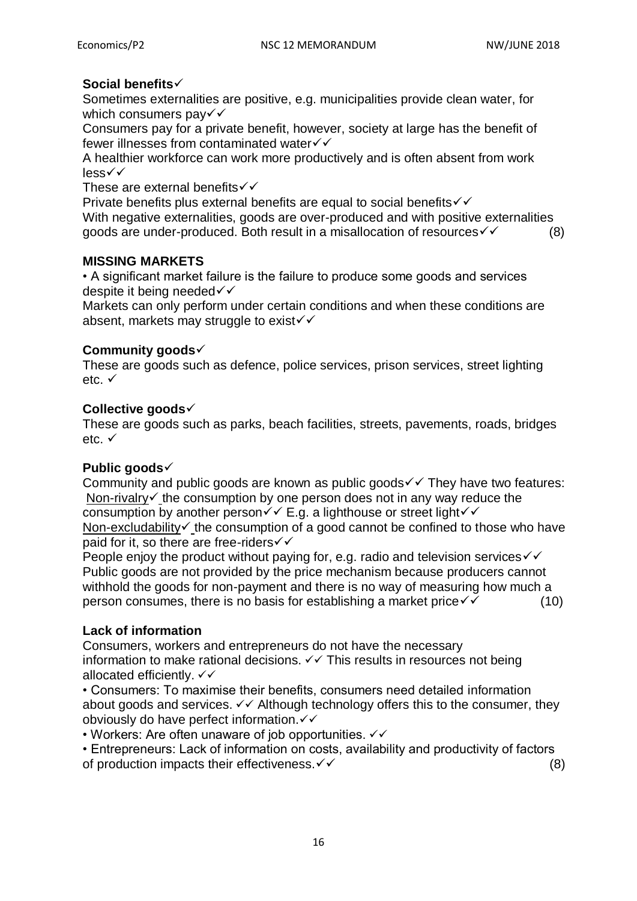**Social benefits**✓

Sometimes externalities are positive, e.g. municipalities provide clean water, for which consumers pay✓✓

Consumers pay for a private benefit, however, society at large has the benefit of fewer illnesses from contaminated water✓✓

A healthier workforce can work more productively and is often absent from work less✓✓

These are external benefits✓✓

Private benefits plus external benefits are equal to social benefits✓✓

With negative externalities, goods are over-produced and with positive externalities goods are under-produced. Both result in a misallocation of resources✓✓ (8)

**MISSING MARKETS**

- A significant market failure is the failure to produce some goods and services despite it being needed✓✓

Markets can only perform under certain conditions and when these conditions are absent, markets may struggle to exist✓✓

**Community goods**✓

These are goods such as defence, police services, prison services, street lighting etc. ✓

**Collective goods**✓

These are goods such as parks, beach facilities, streets, pavements, roads, bridges etc. ✓

**Public goods**✓

Community and public goods are known as public goods✓✓ They have two features:

Non-rivalry✓ the consumption by one person does not in any way reduce the consumption by another person✓✓ E.g. a lighthouse or street light✓✓

Non-excludability✓ the consumption of a good cannot be confined to those who have paid for it, so there are free-riders✓✓

People enjoy the product without paying for, e.g. radio and television services✓✓

Public goods are not provided by the price mechanism because producers cannot withhold the goods for non-payment and there is no way of measuring how much a person consumes, there is no basis for establishing a market price✓✓ (10)

**Lack of information**

Consumers, workers and entrepreneurs do not have the necessary information to make rational decisions. ✓✓ This results in resources not being allocated efficiently. ✓✓

- Consumers: To maximise their benefits, consumers need detailed information about goods and services. ✓✓ Although technology offers this to the consumer, they obviously do have perfect information.✓✓
- Workers: Are often unaware of job opportunities. ✓✓
- Entrepreneurs: Lack of information on costs, availability and productivity of factors of production impacts their effectiveness.✓✓ (8)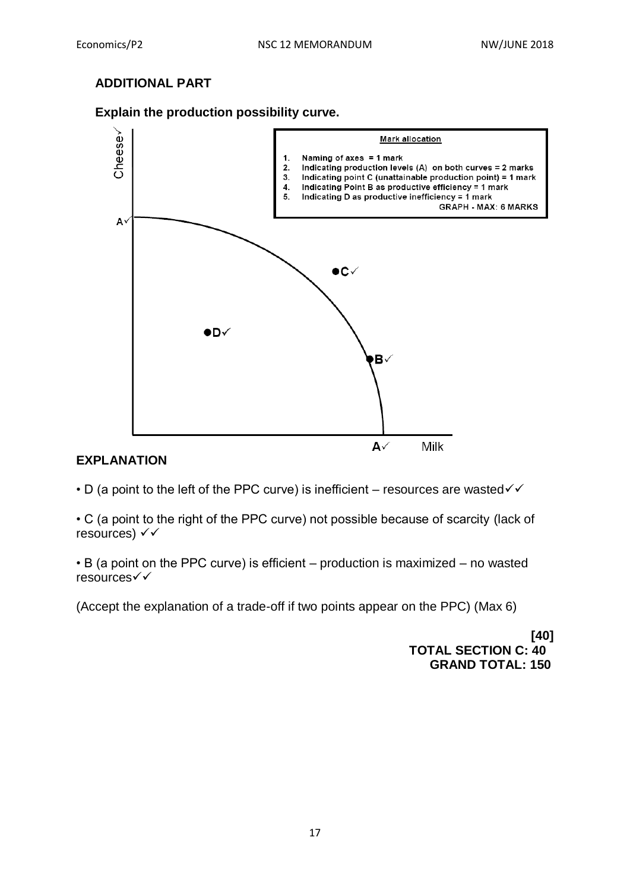### ADDITIONAL PART

**Explain the production possibility curve.**

Cheese✓

**Mark allocation**

1. Naming of axes = 1 mark
2. Indicating production levels (A) on both curves = 2 marks
3. Indicating point C (unattainable production point) = 1 mark
4. Indicating Point B as productive efficiency = 1 mark
5. Indicating D as productive inefficiency = 1 mark

**GRAPH - MAX: 6 MARKS**

A✓

●C✓

●D✓

●B✓

A✓

Milk

### EXPLANATION

- D (a point to the left of the PPC curve) is inefficient – resources are wasted✓✓
- C (a point to the right of the PPC curve) not possible because of scarcity (lack of resources) ✓✓
- B (a point on the PPC curve) is efficient – production is maximized – no wasted resources✓✓

(Accept the explanation of a trade-off if two points appear on the PPC) (Max 6)

**[40]**

**TOTAL SECTION C: 40**

**GRAND TOTAL: 150**